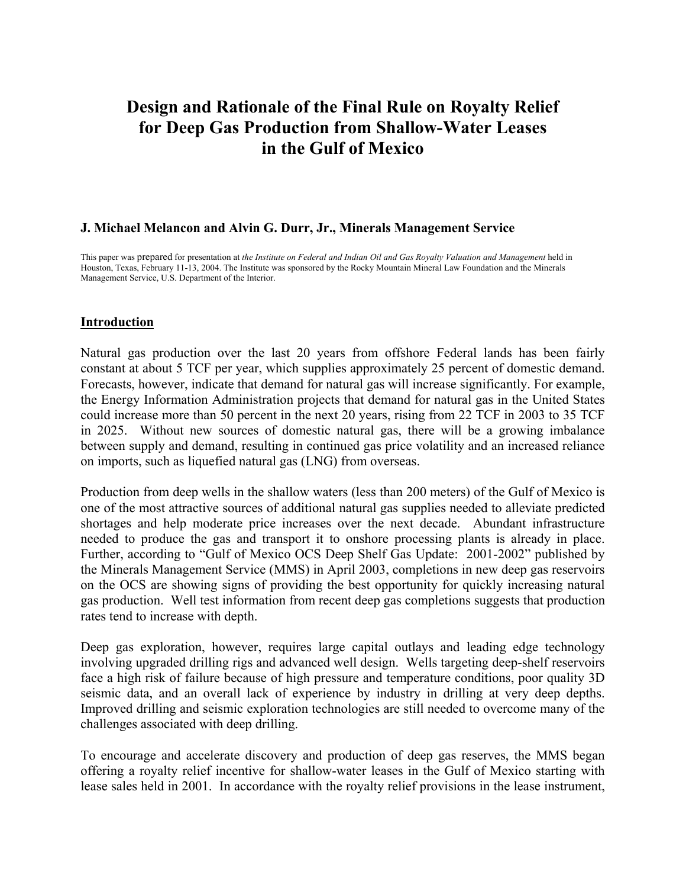# Design and Rationale of the Final Rule on Royalty Relief for Deep Gas Production from Shallow-Water Leases in the Gulf of Mexico

**J. Michael Melancon and Alvin G. Durr, Jr., Minerals Management Service**

This paper was prepared for presentation at *the Institute on Federal and Indian Oil and Gas Royalty Valuation and Management* held in Houston, Texas, February 11-13, 2004. The Institute was sponsored by the Rocky Mountain Mineral Law Foundation and the Minerals Management Service, U.S. Department of the Interior.

## Introduction

Natural gas production over the last 20 years from offshore Federal lands has been fairly constant at about 5 TCF per year, which supplies approximately 25 percent of domestic demand. Forecasts, however, indicate that demand for natural gas will increase significantly. For example, the Energy Information Administration projects that demand for natural gas in the United States could increase more than 50 percent in the next 20 years, rising from 22 TCF in 2003 to 35 TCF in 2025. Without new sources of domestic natural gas, there will be a growing imbalance between supply and demand, resulting in continued gas price volatility and an increased reliance on imports, such as liquefied natural gas (LNG) from overseas.

Production from deep wells in the shallow waters (less than 200 meters) of the Gulf of Mexico is one of the most attractive sources of additional natural gas supplies needed to alleviate predicted shortages and help moderate price increases over the next decade. Abundant infrastructure needed to produce the gas and transport it to onshore processing plants is already in place. Further, according to "Gulf of Mexico OCS Deep Shelf Gas Update: 2001-2002" published by the Minerals Management Service (MMS) in April 2003, completions in new deep gas reservoirs on the OCS are showing signs of providing the best opportunity for quickly increasing natural gas production. Well test information from recent deep gas completions suggests that production rates tend to increase with depth.

Deep gas exploration, however, requires large capital outlays and leading edge technology involving upgraded drilling rigs and advanced well design. Wells targeting deep-shelf reservoirs face a high risk of failure because of high pressure and temperature conditions, poor quality 3D seismic data, and an overall lack of experience by industry in drilling at very deep depths. Improved drilling and seismic exploration technologies are still needed to overcome many of the challenges associated with deep drilling.

To encourage and accelerate discovery and production of deep gas reserves, the MMS began offering a royalty relief incentive for shallow-water leases in the Gulf of Mexico starting with lease sales held in 2001. In accordance with the royalty relief provisions in the lease instrument,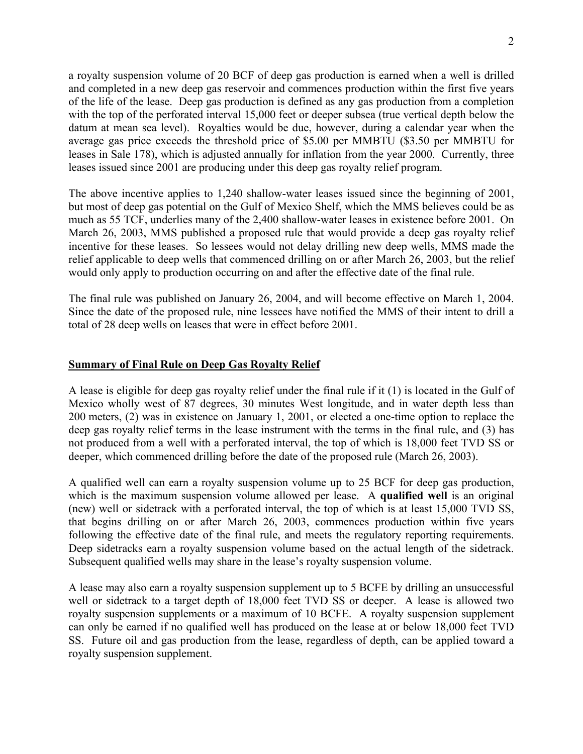a royalty suspension volume of 20 BCF of deep gas production is earned when a well is drilled and completed in a new deep gas reservoir and commences production within the first five years of the life of the lease. Deep gas production is defined as any gas production from a completion with the top of the perforated interval 15,000 feet or deeper subsea (true vertical depth below the datum at mean sea level). Royalties would be due, however, during a calendar year when the average gas price exceeds the threshold price of $5.00 per MMBTU ($3.50 per MMBTU for leases in Sale 178), which is adjusted annually for inflation from the year 2000. Currently, three leases issued since 2001 are producing under this deep gas royalty relief program.

The above incentive applies to 1,240 shallow-water leases issued since the beginning of 2001, but most of deep gas potential on the Gulf of Mexico Shelf, which the MMS believes could be as much as 55 TCF, underlies many of the 2,400 shallow-water leases in existence before 2001. On March 26, 2003, MMS published a proposed rule that would provide a deep gas royalty relief incentive for these leases. So lessees would not delay drilling new deep wells, MMS made the relief applicable to deep wells that commenced drilling on or after March 26, 2003, but the relief would only apply to production occurring on and after the effective date of the final rule.

The final rule was published on January 26, 2004, and will become effective on March 1, 2004. Since the date of the proposed rule, nine lessees have notified the MMS of their intent to drill a total of 28 deep wells on leases that were in effect before 2001.

## Summary of Final Rule on Deep Gas Royalty Relief

A lease is eligible for deep gas royalty relief under the final rule if it (1) is located in the Gulf of Mexico wholly west of 87 degrees, 30 minutes West longitude, and in water depth less than 200 meters, (2) was in existence on January 1, 2001, or elected a one-time option to replace the deep gas royalty relief terms in the lease instrument with the terms in the final rule, and (3) has not produced from a well with a perforated interval, the top of which is 18,000 feet TVD SS or deeper, which commenced drilling before the date of the proposed rule (March 26, 2003).

A qualified well can earn a royalty suspension volume up to 25 BCF for deep gas production, which is the maximum suspension volume allowed per lease. A **qualified well** is an original (new) well or sidetrack with a perforated interval, the top of which is at least 15,000 TVD SS, that begins drilling on or after March 26, 2003, commences production within five years following the effective date of the final rule, and meets the regulatory reporting requirements. Deep sidetracks earn a royalty suspension volume based on the actual length of the sidetrack. Subsequent qualified wells may share in the lease's royalty suspension volume.

A lease may also earn a royalty suspension supplement up to 5 BCFE by drilling an unsuccessful well or sidetrack to a target depth of 18,000 feet TVD SS or deeper. A lease is allowed two royalty suspension supplements or a maximum of 10 BCFE. A royalty suspension supplement can only be earned if no qualified well has produced on the lease at or below 18,000 feet TVD SS. Future oil and gas production from the lease, regardless of depth, can be applied toward a royalty suspension supplement.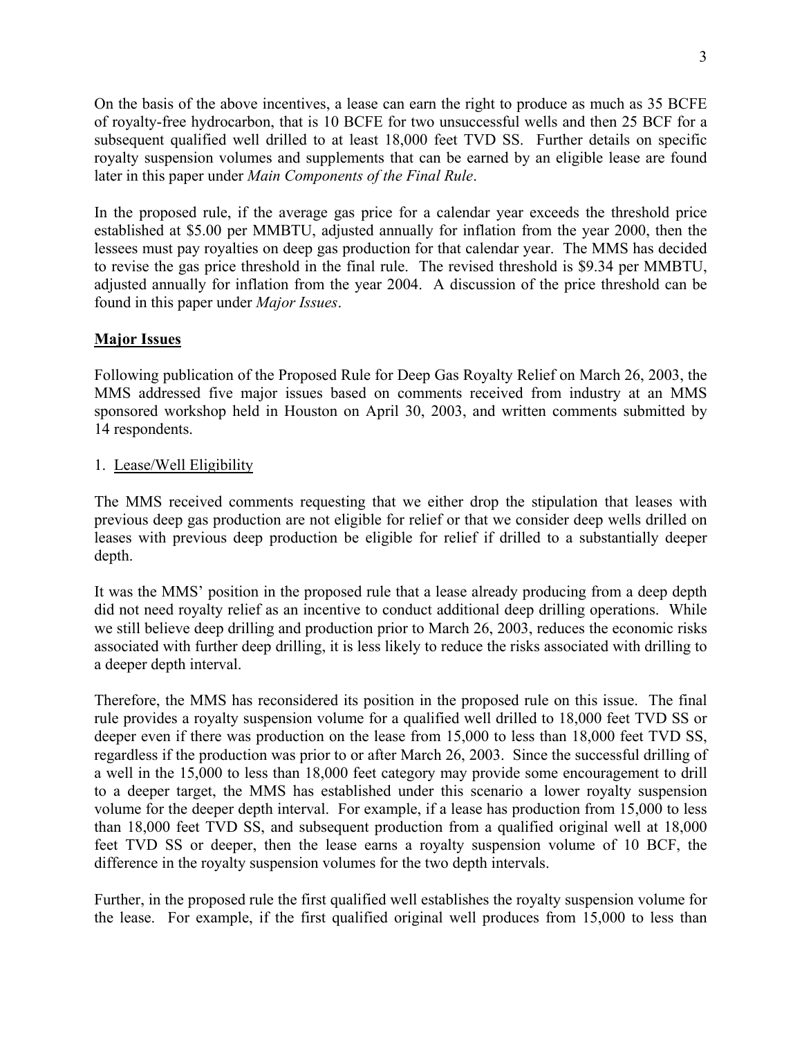On the basis of the above incentives, a lease can earn the right to produce as much as 35 BCFE of royalty-free hydrocarbon, that is 10 BCFE for two unsuccessful wells and then 25 BCF for a subsequent qualified well drilled to at least 18,000 feet TVD SS. Further details on specific royalty suspension volumes and supplements that can be earned by an eligible lease are found later in this paper under *Main Components of the Final Rule*.

In the proposed rule, if the average gas price for a calendar year exceeds the threshold price established at $5.00 per MMBTU, adjusted annually for inflation from the year 2000, then the lessees must pay royalties on deep gas production for that calendar year. The MMS has decided to revise the gas price threshold in the final rule. The revised threshold is $9.34 per MMBTU, adjusted annually for inflation from the year 2004. A discussion of the price threshold can be found in this paper under *Major Issues*.

## **Major Issues**

Following publication of the Proposed Rule for Deep Gas Royalty Relief on March 26, 2003, the MMS addressed five major issues based on comments received from industry at an MMS sponsored workshop held in Houston on April 30, 2003, and written comments submitted by 14 respondents.

### 1. Lease/Well Eligibility

The MMS received comments requesting that we either drop the stipulation that leases with previous deep gas production are not eligible for relief or that we consider deep wells drilled on leases with previous deep production be eligible for relief if drilled to a substantially deeper depth.

It was the MMS' position in the proposed rule that a lease already producing from a deep depth did not need royalty relief as an incentive to conduct additional deep drilling operations. While we still believe deep drilling and production prior to March 26, 2003, reduces the economic risks associated with further deep drilling, it is less likely to reduce the risks associated with drilling to a deeper depth interval.

Therefore, the MMS has reconsidered its position in the proposed rule on this issue. The final rule provides a royalty suspension volume for a qualified well drilled to 18,000 feet TVD SS or deeper even if there was production on the lease from 15,000 to less than 18,000 feet TVD SS, regardless if the production was prior to or after March 26, 2003. Since the successful drilling of a well in the 15,000 to less than 18,000 feet category may provide some encouragement to drill to a deeper target, the MMS has established under this scenario a lower royalty suspension volume for the deeper depth interval. For example, if a lease has production from 15,000 to less than 18,000 feet TVD SS, and subsequent production from a qualified original well at 18,000 feet TVD SS or deeper, then the lease earns a royalty suspension volume of 10 BCF, the difference in the royalty suspension volumes for the two depth intervals.

Further, in the proposed rule the first qualified well establishes the royalty suspension volume for the lease. For example, if the first qualified original well produces from 15,000 to less than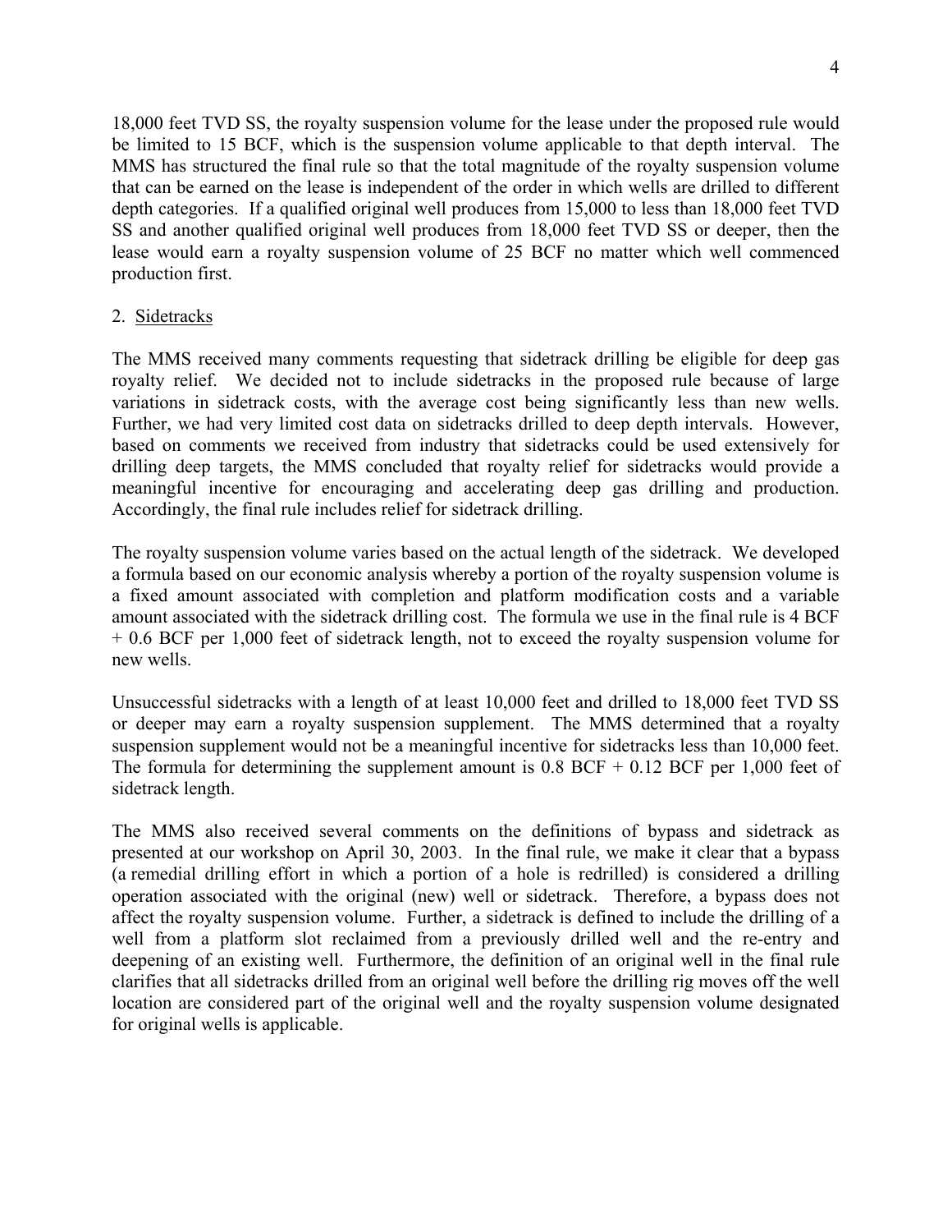18,000 feet TVD SS, the royalty suspension volume for the lease under the proposed rule would be limited to 15 BCF, which is the suspension volume applicable to that depth interval. The MMS has structured the final rule so that the total magnitude of the royalty suspension volume that can be earned on the lease is independent of the order in which wells are drilled to different depth categories. If a qualified original well produces from 15,000 to less than 18,000 feet TVD SS and another qualified original well produces from 18,000 feet TVD SS or deeper, then the lease would earn a royalty suspension volume of 25 BCF no matter which well commenced production first.

2. Sidetracks

The MMS received many comments requesting that sidetrack drilling be eligible for deep gas royalty relief. We decided not to include sidetracks in the proposed rule because of large variations in sidetrack costs, with the average cost being significantly less than new wells. Further, we had very limited cost data on sidetracks drilled to deep depth intervals. However, based on comments we received from industry that sidetracks could be used extensively for drilling deep targets, the MMS concluded that royalty relief for sidetracks would provide a meaningful incentive for encouraging and accelerating deep gas drilling and production. Accordingly, the final rule includes relief for sidetrack drilling.

The royalty suspension volume varies based on the actual length of the sidetrack. We developed a formula based on our economic analysis whereby a portion of the royalty suspension volume is a fixed amount associated with completion and platform modification costs and a variable amount associated with the sidetrack drilling cost. The formula we use in the final rule is 4 BCF + 0.6 BCF per 1,000 feet of sidetrack length, not to exceed the royalty suspension volume for new wells.

Unsuccessful sidetracks with a length of at least 10,000 feet and drilled to 18,000 feet TVD SS or deeper may earn a royalty suspension supplement. The MMS determined that a royalty suspension supplement would not be a meaningful incentive for sidetracks less than 10,000 feet. The formula for determining the supplement amount is 0.8 BCF + 0.12 BCF per 1,000 feet of sidetrack length.

The MMS also received several comments on the definitions of bypass and sidetrack as presented at our workshop on April 30, 2003. In the final rule, we make it clear that a bypass (a remedial drilling effort in which a portion of a hole is redrilled) is considered a drilling operation associated with the original (new) well or sidetrack. Therefore, a bypass does not affect the royalty suspension volume. Further, a sidetrack is defined to include the drilling of a well from a platform slot reclaimed from a previously drilled well and the re-entry and deepening of an existing well. Furthermore, the definition of an original well in the final rule clarifies that all sidetracks drilled from an original well before the drilling rig moves off the well location are considered part of the original well and the royalty suspension volume designated for original wells is applicable.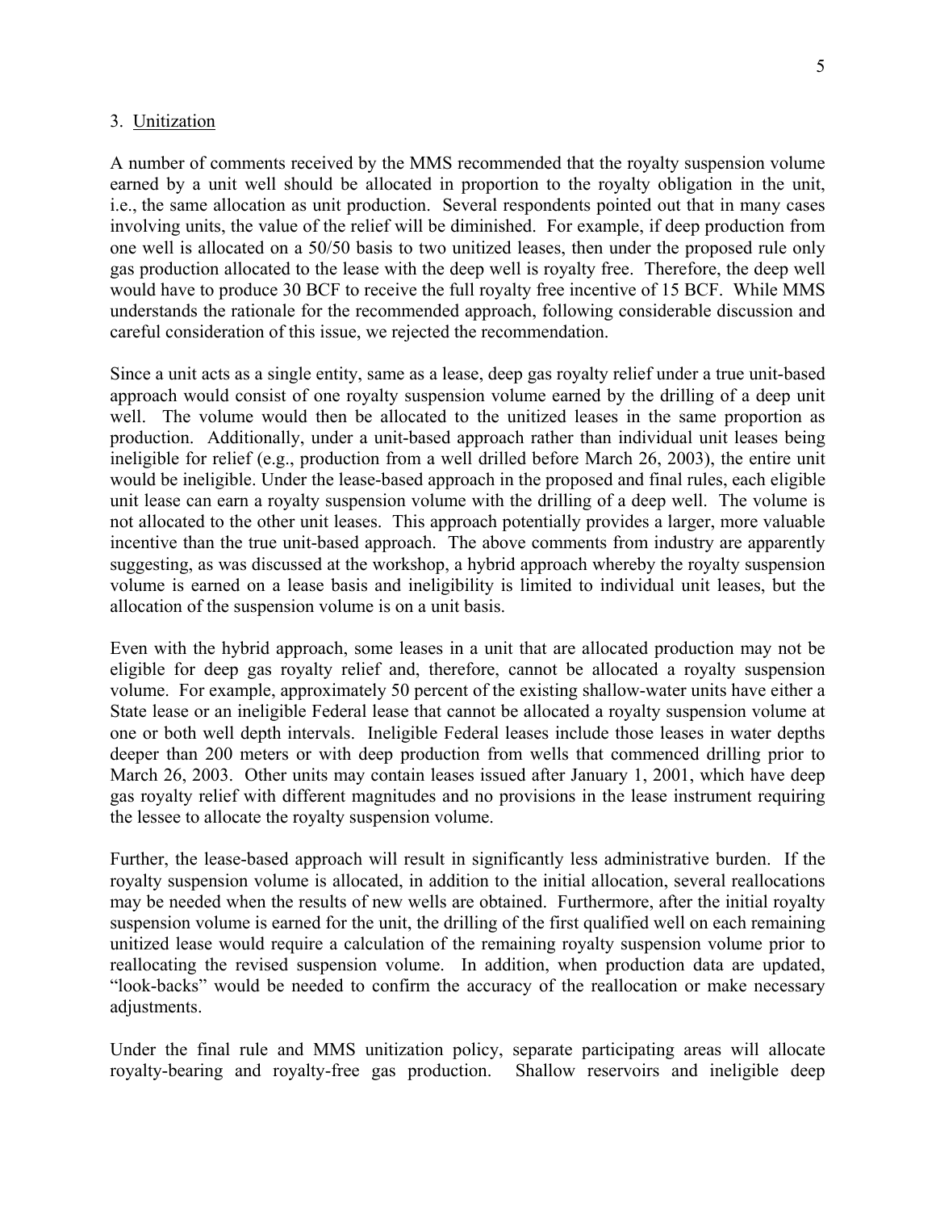3. Unitization

A number of comments received by the MMS recommended that the royalty suspension volume earned by a unit well should be allocated in proportion to the royalty obligation in the unit, i.e., the same allocation as unit production. Several respondents pointed out that in many cases involving units, the value of the relief will be diminished. For example, if deep production from one well is allocated on a 50/50 basis to two unitized leases, then under the proposed rule only gas production allocated to the lease with the deep well is royalty free. Therefore, the deep well would have to produce 30 BCF to receive the full royalty free incentive of 15 BCF. While MMS understands the rationale for the recommended approach, following considerable discussion and careful consideration of this issue, we rejected the recommendation.

Since a unit acts as a single entity, same as a lease, deep gas royalty relief under a true unit-based approach would consist of one royalty suspension volume earned by the drilling of a deep unit well. The volume would then be allocated to the unitized leases in the same proportion as production. Additionally, under a unit-based approach rather than individual unit leases being ineligible for relief (e.g., production from a well drilled before March 26, 2003), the entire unit would be ineligible. Under the lease-based approach in the proposed and final rules, each eligible unit lease can earn a royalty suspension volume with the drilling of a deep well. The volume is not allocated to the other unit leases. This approach potentially provides a larger, more valuable incentive than the true unit-based approach. The above comments from industry are apparently suggesting, as was discussed at the workshop, a hybrid approach whereby the royalty suspension volume is earned on a lease basis and ineligibility is limited to individual unit leases, but the allocation of the suspension volume is on a unit basis.

Even with the hybrid approach, some leases in a unit that are allocated production may not be eligible for deep gas royalty relief and, therefore, cannot be allocated a royalty suspension volume. For example, approximately 50 percent of the existing shallow-water units have either a State lease or an ineligible Federal lease that cannot be allocated a royalty suspension volume at one or both well depth intervals. Ineligible Federal leases include those leases in water depths deeper than 200 meters or with deep production from wells that commenced drilling prior to March 26, 2003. Other units may contain leases issued after January 1, 2001, which have deep gas royalty relief with different magnitudes and no provisions in the lease instrument requiring the lessee to allocate the royalty suspension volume.

Further, the lease-based approach will result in significantly less administrative burden. If the royalty suspension volume is allocated, in addition to the initial allocation, several reallocations may be needed when the results of new wells are obtained. Furthermore, after the initial royalty suspension volume is earned for the unit, the drilling of the first qualified well on each remaining unitized lease would require a calculation of the remaining royalty suspension volume prior to reallocating the revised suspension volume. In addition, when production data are updated, "look-backs" would be needed to confirm the accuracy of the reallocation or make necessary adjustments.

Under the final rule and MMS unitization policy, separate participating areas will allocate royalty-bearing and royalty-free gas production. Shallow reservoirs and ineligible deep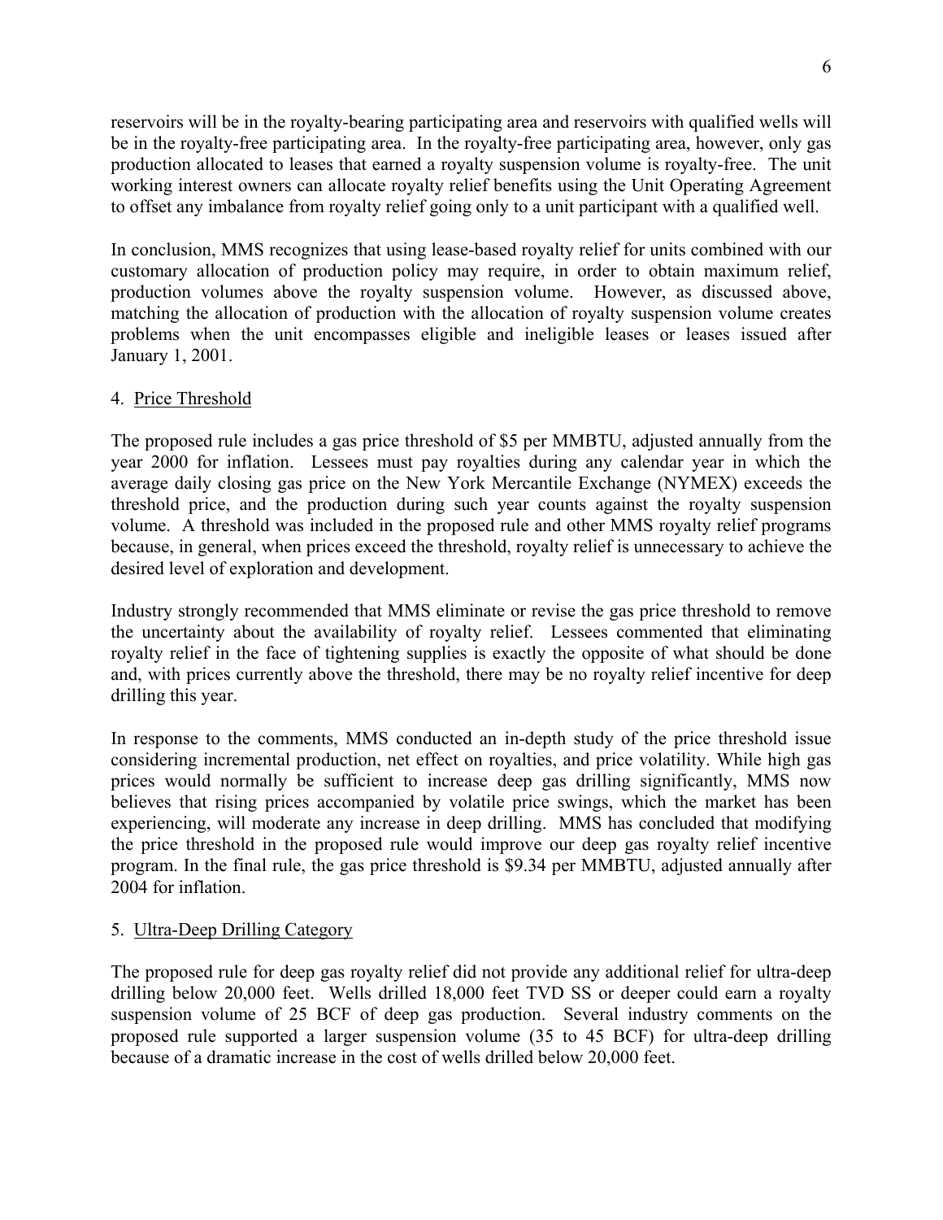reservoirs will be in the royalty-bearing participating area and reservoirs with qualified wells will be in the royalty-free participating area. In the royalty-free participating area, however, only gas production allocated to leases that earned a royalty suspension volume is royalty-free. The unit working interest owners can allocate royalty relief benefits using the Unit Operating Agreement to offset any imbalance from royalty relief going only to a unit participant with a qualified well.

In conclusion, MMS recognizes that using lease-based royalty relief for units combined with our customary allocation of production policy may require, in order to obtain maximum relief, production volumes above the royalty suspension volume. However, as discussed above, matching the allocation of production with the allocation of royalty suspension volume creates problems when the unit encompasses eligible and ineligible leases or leases issued after January 1, 2001.

4. Price Threshold

The proposed rule includes a gas price threshold of \$5 per MMBTU, adjusted annually from the year 2000 for inflation. Lessees must pay royalties during any calendar year in which the average daily closing gas price on the New York Mercantile Exchange (NYMEX) exceeds the threshold price, and the production during such year counts against the royalty suspension volume. A threshold was included in the proposed rule and other MMS royalty relief programs because, in general, when prices exceed the threshold, royalty relief is unnecessary to achieve the desired level of exploration and development.

Industry strongly recommended that MMS eliminate or revise the gas price threshold to remove the uncertainty about the availability of royalty relief. Lessees commented that eliminating royalty relief in the face of tightening supplies is exactly the opposite of what should be done and, with prices currently above the threshold, there may be no royalty relief incentive for deep drilling this year.

In response to the comments, MMS conducted an in-depth study of the price threshold issue considering incremental production, net effect on royalties, and price volatility. While high gas prices would normally be sufficient to increase deep gas drilling significantly, MMS now believes that rising prices accompanied by volatile price swings, which the market has been experiencing, will moderate any increase in deep drilling. MMS has concluded that modifying the price threshold in the proposed rule would improve our deep gas royalty relief incentive program. In the final rule, the gas price threshold is \$9.34 per MMBTU, adjusted annually after 2004 for inflation.

5. Ultra-Deep Drilling Category

The proposed rule for deep gas royalty relief did not provide any additional relief for ultra-deep drilling below 20,000 feet. Wells drilled 18,000 feet TVD SS or deeper could earn a royalty suspension volume of 25 BCF of deep gas production. Several industry comments on the proposed rule supported a larger suspension volume (35 to 45 BCF) for ultra-deep drilling because of a dramatic increase in the cost of wells drilled below 20,000 feet.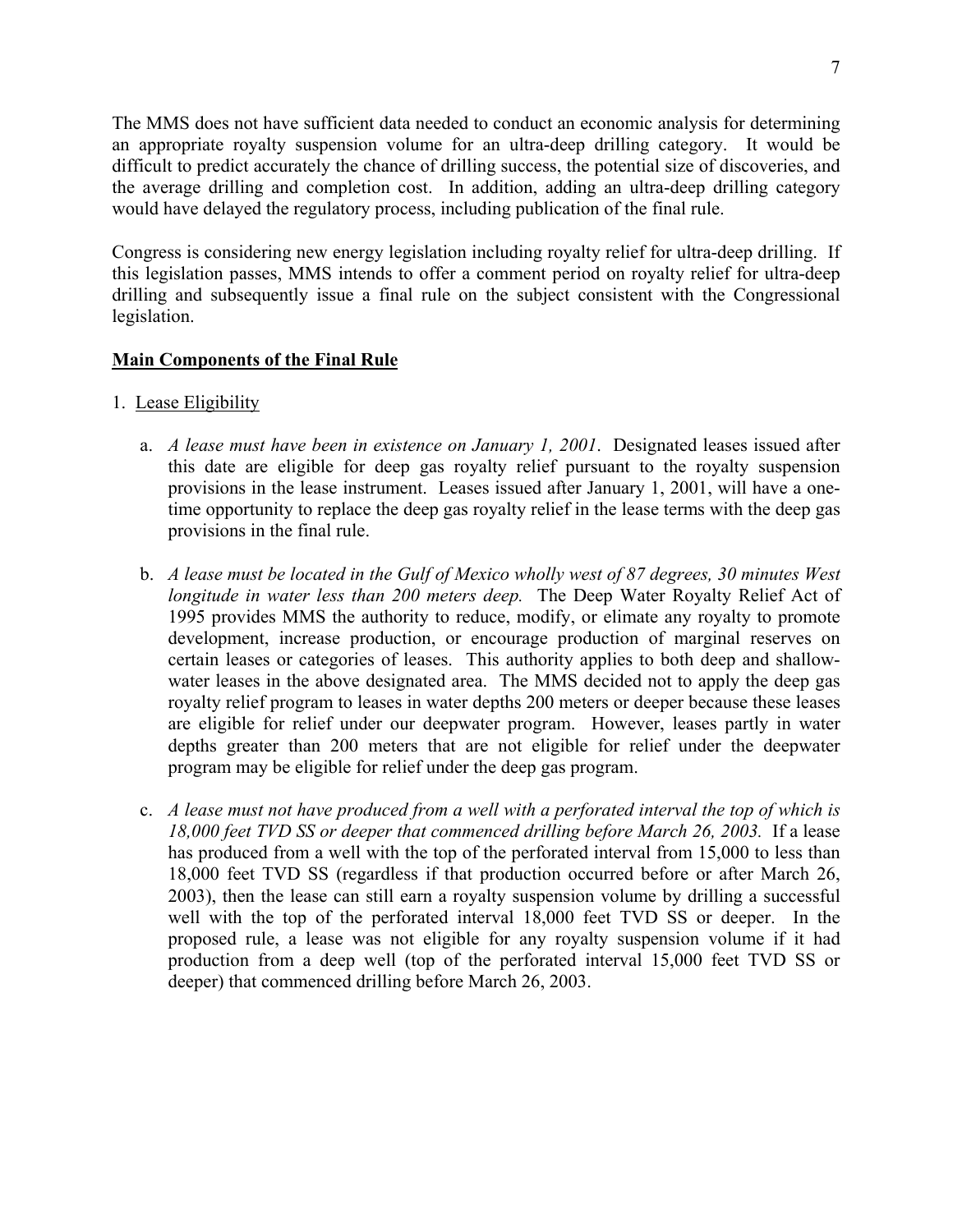The MMS does not have sufficient data needed to conduct an economic analysis for determining an appropriate royalty suspension volume for an ultra-deep drilling category. It would be difficult to predict accurately the chance of drilling success, the potential size of discoveries, and the average drilling and completion cost. In addition, adding an ultra-deep drilling category would have delayed the regulatory process, including publication of the final rule.

Congress is considering new energy legislation including royalty relief for ultra-deep drilling. If this legislation passes, MMS intends to offer a comment period on royalty relief for ultra-deep drilling and subsequently issue a final rule on the subject consistent with the Congressional legislation.

## Main Components of the Final Rule

1. Lease Eligibility

   a. *A lease must have been in existence on January 1, 2001*. Designated leases issued after this date are eligible for deep gas royalty relief pursuant to the royalty suspension provisions in the lease instrument. Leases issued after January 1, 2001, will have a one-time opportunity to replace the deep gas royalty relief in the lease terms with the deep gas provisions in the final rule.

   b. *A lease must be located in the Gulf of Mexico wholly west of 87 degrees, 30 minutes West longitude in water less than 200 meters deep.* The Deep Water Royalty Relief Act of 1995 provides MMS the authority to reduce, modify, or elimate any royalty to promote development, increase production, or encourage production of marginal reserves on certain leases or categories of leases. This authority applies to both deep and shallow-water leases in the above designated area. The MMS decided not to apply the deep gas royalty relief program to leases in water depths 200 meters or deeper because these leases are eligible for relief under our deepwater program. However, leases partly in water depths greater than 200 meters that are not eligible for relief under the deepwater program may be eligible for relief under the deep gas program.

   c. *A lease must not have produced from a well with a perforated interval the top of which is 18,000 feet TVD SS or deeper that commenced drilling before March 26, 2003.* If a lease has produced from a well with the top of the perforated interval from 15,000 to less than 18,000 feet TVD SS (regardless if that production occurred before or after March 26, 2003), then the lease can still earn a royalty suspension volume by drilling a successful well with the top of the perforated interval 18,000 feet TVD SS or deeper. In the proposed rule, a lease was not eligible for any royalty suspension volume if it had production from a deep well (top of the perforated interval 15,000 feet TVD SS or deeper) that commenced drilling before March 26, 2003.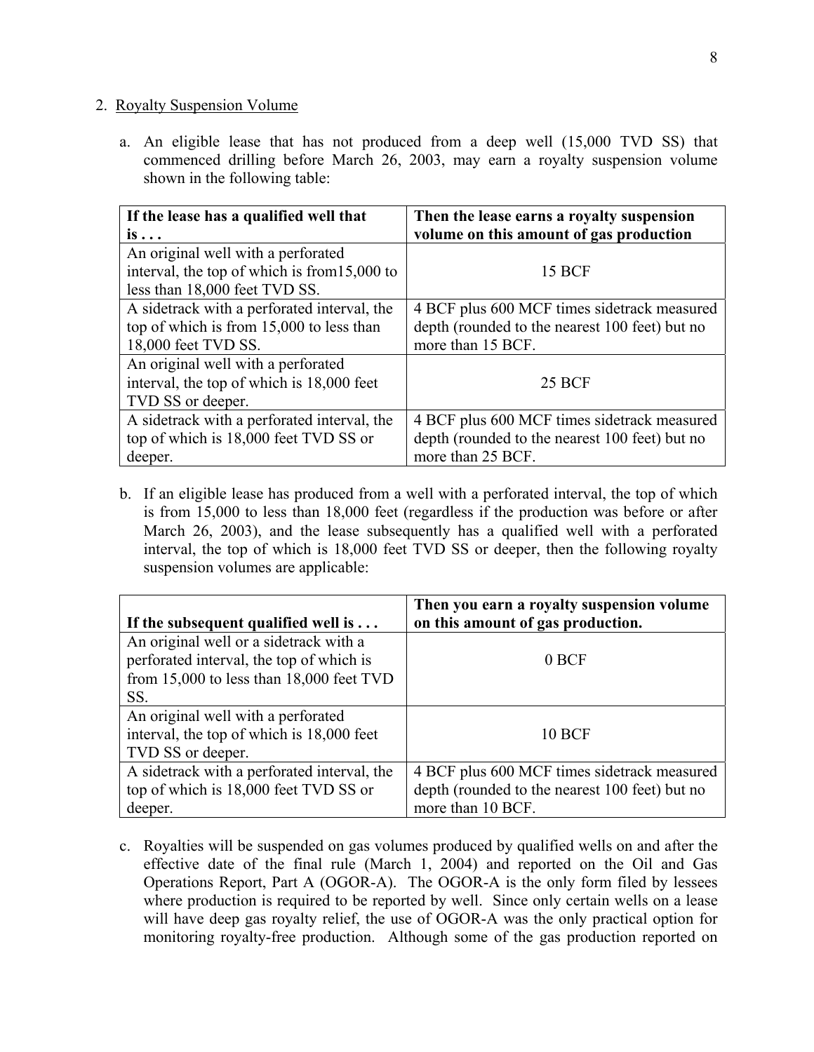2. Royalty Suspension Volume

a. An eligible lease that has not produced from a deep well (15,000 TVD SS) that commenced drilling before March 26, 2003, may earn a royalty suspension volume shown in the following table:

| If the lease has a qualified well that is . . . | Then the lease earns a royalty suspension volume on this amount of gas production |
|---|---|
| An original well with a perforated interval, the top of which is from15,000 to less than 18,000 feet TVD SS. | 15 BCF |
| A sidetrack with a perforated interval, the top of which is from 15,000 to less than 18,000 feet TVD SS. | 4 BCF plus 600 MCF times sidetrack measured depth (rounded to the nearest 100 feet) but no more than 15 BCF. |
| An original well with a perforated interval, the top of which is 18,000 feet TVD SS or deeper. | 25 BCF |
| A sidetrack with a perforated interval, the top of which is 18,000 feet TVD SS or deeper. | 4 BCF plus 600 MCF times sidetrack measured depth (rounded to the nearest 100 feet) but no more than 25 BCF. |

b. If an eligible lease has produced from a well with a perforated interval, the top of which is from 15,000 to less than 18,000 feet (regardless if the production was before or after March 26, 2003), and the lease subsequently has a qualified well with a perforated interval, the top of which is 18,000 feet TVD SS or deeper, then the following royalty suspension volumes are applicable:

| If the subsequent qualified well is . . . | Then you earn a royalty suspension volume on this amount of gas production. |
|---|---|
| An original well or a sidetrack with a perforated interval, the top of which is from 15,000 to less than 18,000 feet TVD SS. | 0 BCF |
| An original well with a perforated interval, the top of which is 18,000 feet TVD SS or deeper. | 10 BCF |
| A sidetrack with a perforated interval, the top of which is 18,000 feet TVD SS or deeper. | 4 BCF plus 600 MCF times sidetrack measured depth (rounded to the nearest 100 feet) but no more than 10 BCF. |

c. Royalties will be suspended on gas volumes produced by qualified wells on and after the effective date of the final rule (March 1, 2004) and reported on the Oil and Gas Operations Report, Part A (OGOR-A). The OGOR-A is the only form filed by lessees where production is required to be reported by well. Since only certain wells on a lease will have deep gas royalty relief, the use of OGOR-A was the only practical option for monitoring royalty-free production. Although some of the gas production reported on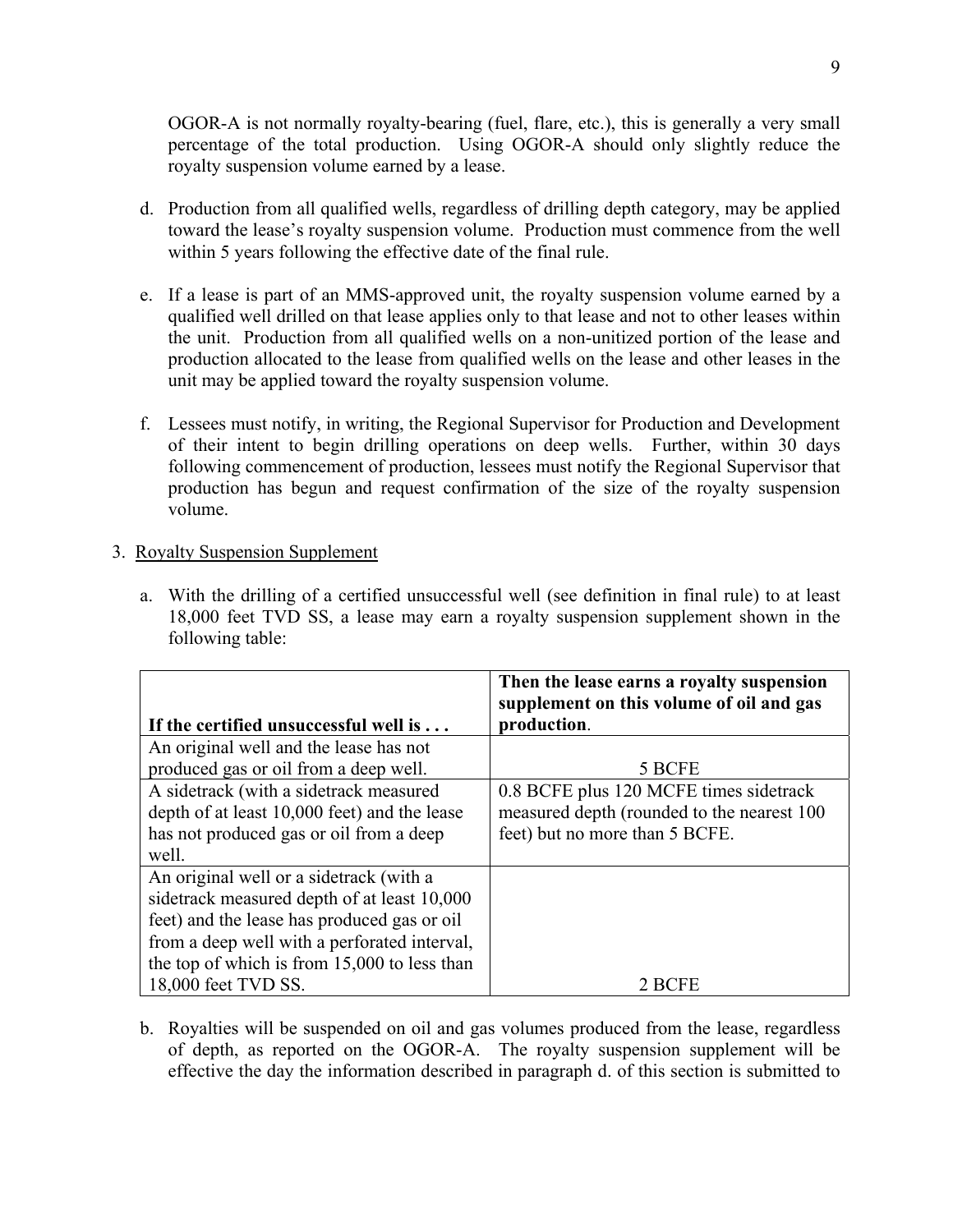OGOR-A is not normally royalty-bearing (fuel, flare, etc.), this is generally a very small percentage of the total production. Using OGOR-A should only slightly reduce the royalty suspension volume earned by a lease.

d. Production from all qualified wells, regardless of drilling depth category, may be applied toward the lease's royalty suspension volume. Production must commence from the well within 5 years following the effective date of the final rule.

e. If a lease is part of an MMS-approved unit, the royalty suspension volume earned by a qualified well drilled on that lease applies only to that lease and not to other leases within the unit. Production from all qualified wells on a non-unitized portion of the lease and production allocated to the lease from qualified wells on the lease and other leases in the unit may be applied toward the royalty suspension volume.

f. Lessees must notify, in writing, the Regional Supervisor for Production and Development of their intent to begin drilling operations on deep wells. Further, within 30 days following commencement of production, lessees must notify the Regional Supervisor that production has begun and request confirmation of the size of the royalty suspension volume.

3. Royalty Suspension Supplement

a. With the drilling of a certified unsuccessful well (see definition in final rule) to at least 18,000 feet TVD SS, a lease may earn a royalty suspension supplement shown in the following table:

| **If the certified unsuccessful well is . . .** | **Then the lease earns a royalty suspension supplement on this volume of oil and gas production**. |
|---|---|
| An original well and the lease has not produced gas or oil from a deep well. | 5 BCFE |
| A sidetrack (with a sidetrack measured depth of at least 10,000 feet) and the lease has not produced gas or oil from a deep well. | 0.8 BCFE plus 120 MCFE times sidetrack measured depth (rounded to the nearest 100 feet) but no more than 5 BCFE. |
| An original well or a sidetrack (with a sidetrack measured depth of at least 10,000 feet) and the lease has produced gas or oil from a deep well with a perforated interval, the top of which is from 15,000 to less than 18,000 feet TVD SS. | 2 BCFE |

b. Royalties will be suspended on oil and gas volumes produced from the lease, regardless of depth, as reported on the OGOR-A. The royalty suspension supplement will be effective the day the information described in paragraph d. of this section is submitted to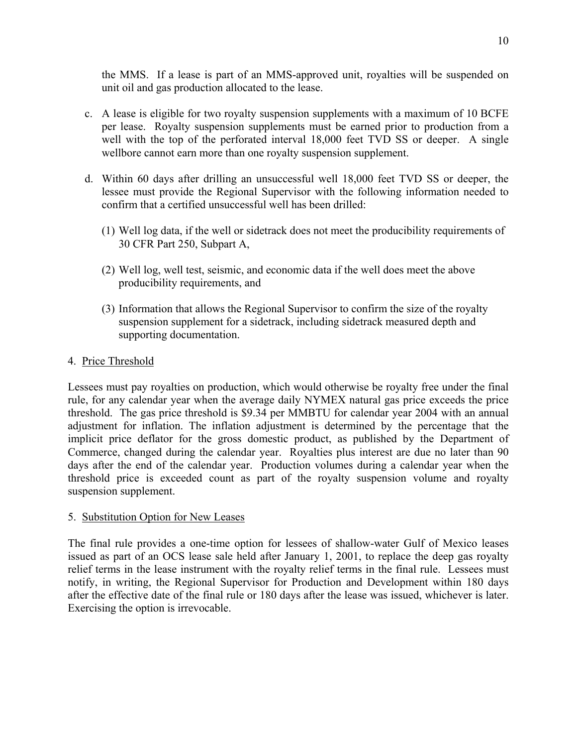the MMS. If a lease is part of an MMS-approved unit, royalties will be suspended on unit oil and gas production allocated to the lease.

c. A lease is eligible for two royalty suspension supplements with a maximum of 10 BCFE per lease. Royalty suspension supplements must be earned prior to production from a well with the top of the perforated interval 18,000 feet TVD SS or deeper. A single wellbore cannot earn more than one royalty suspension supplement.

d. Within 60 days after drilling an unsuccessful well 18,000 feet TVD SS or deeper, the lessee must provide the Regional Supervisor with the following information needed to confirm that a certified unsuccessful well has been drilled:

   (1) Well log data, if the well or sidetrack does not meet the producibility requirements of 30 CFR Part 250, Subpart A,

   (2) Well log, well test, seismic, and economic data if the well does meet the above producibility requirements, and

   (3) Information that allows the Regional Supervisor to confirm the size of the royalty suspension supplement for a sidetrack, including sidetrack measured depth and supporting documentation.

4. Price Threshold

Lessees must pay royalties on production, which would otherwise be royalty free under the final rule, for any calendar year when the average daily NYMEX natural gas price exceeds the price threshold. The gas price threshold is $9.34 per MMBTU for calendar year 2004 with an annual adjustment for inflation. The inflation adjustment is determined by the percentage that the implicit price deflator for the gross domestic product, as published by the Department of Commerce, changed during the calendar year. Royalties plus interest are due no later than 90 days after the end of the calendar year. Production volumes during a calendar year when the threshold price is exceeded count as part of the royalty suspension volume and royalty suspension supplement.

5. Substitution Option for New Leases

The final rule provides a one-time option for lessees of shallow-water Gulf of Mexico leases issued as part of an OCS lease sale held after January 1, 2001, to replace the deep gas royalty relief terms in the lease instrument with the royalty relief terms in the final rule. Lessees must notify, in writing, the Regional Supervisor for Production and Development within 180 days after the effective date of the final rule or 180 days after the lease was issued, whichever is later. Exercising the option is irrevocable.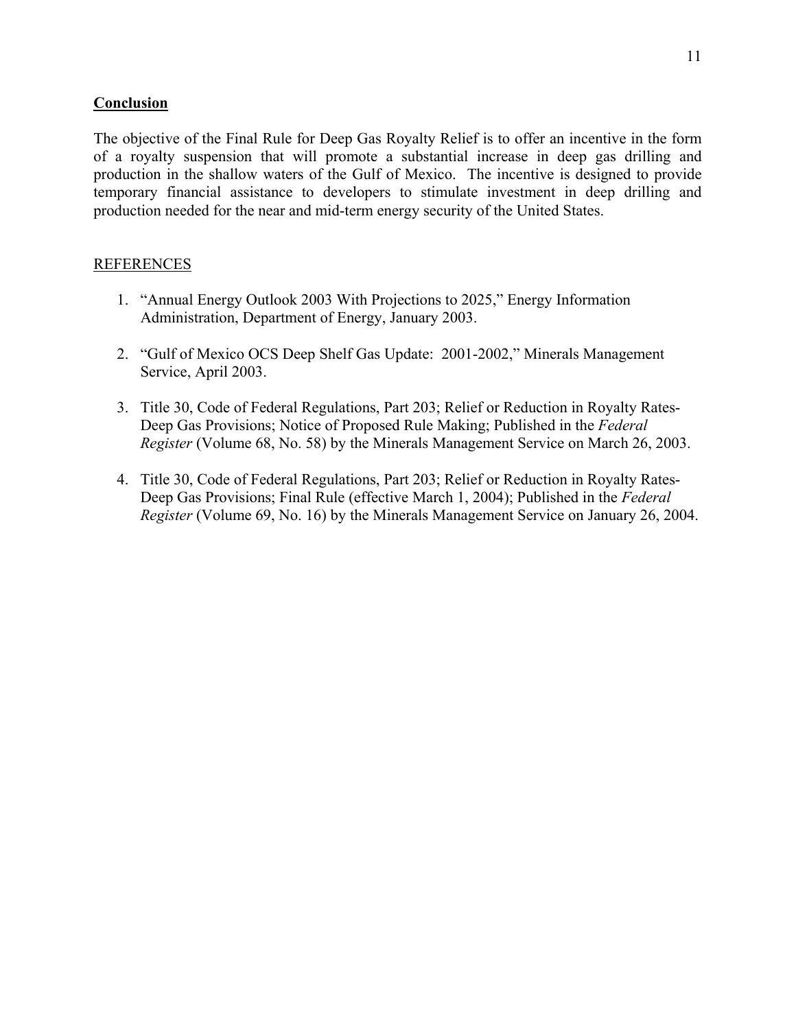## **Conclusion**

The objective of the Final Rule for Deep Gas Royalty Relief is to offer an incentive in the form of a royalty suspension that will promote a substantial increase in deep gas drilling and production in the shallow waters of the Gulf of Mexico. The incentive is designed to provide temporary financial assistance to developers to stimulate investment in deep drilling and production needed for the near and mid-term energy security of the United States.

## REFERENCES

1. "Annual Energy Outlook 2003 With Projections to 2025," Energy Information Administration, Department of Energy, January 2003.

2. "Gulf of Mexico OCS Deep Shelf Gas Update: 2001-2002," Minerals Management Service, April 2003.

3. Title 30, Code of Federal Regulations, Part 203; Relief or Reduction in Royalty Rates-Deep Gas Provisions; Notice of Proposed Rule Making; Published in the *Federal Register* (Volume 68, No. 58) by the Minerals Management Service on March 26, 2003.

4. Title 30, Code of Federal Regulations, Part 203; Relief or Reduction in Royalty Rates-Deep Gas Provisions; Final Rule (effective March 1, 2004); Published in the *Federal Register* (Volume 69, No. 16) by the Minerals Management Service on January 26, 2004.